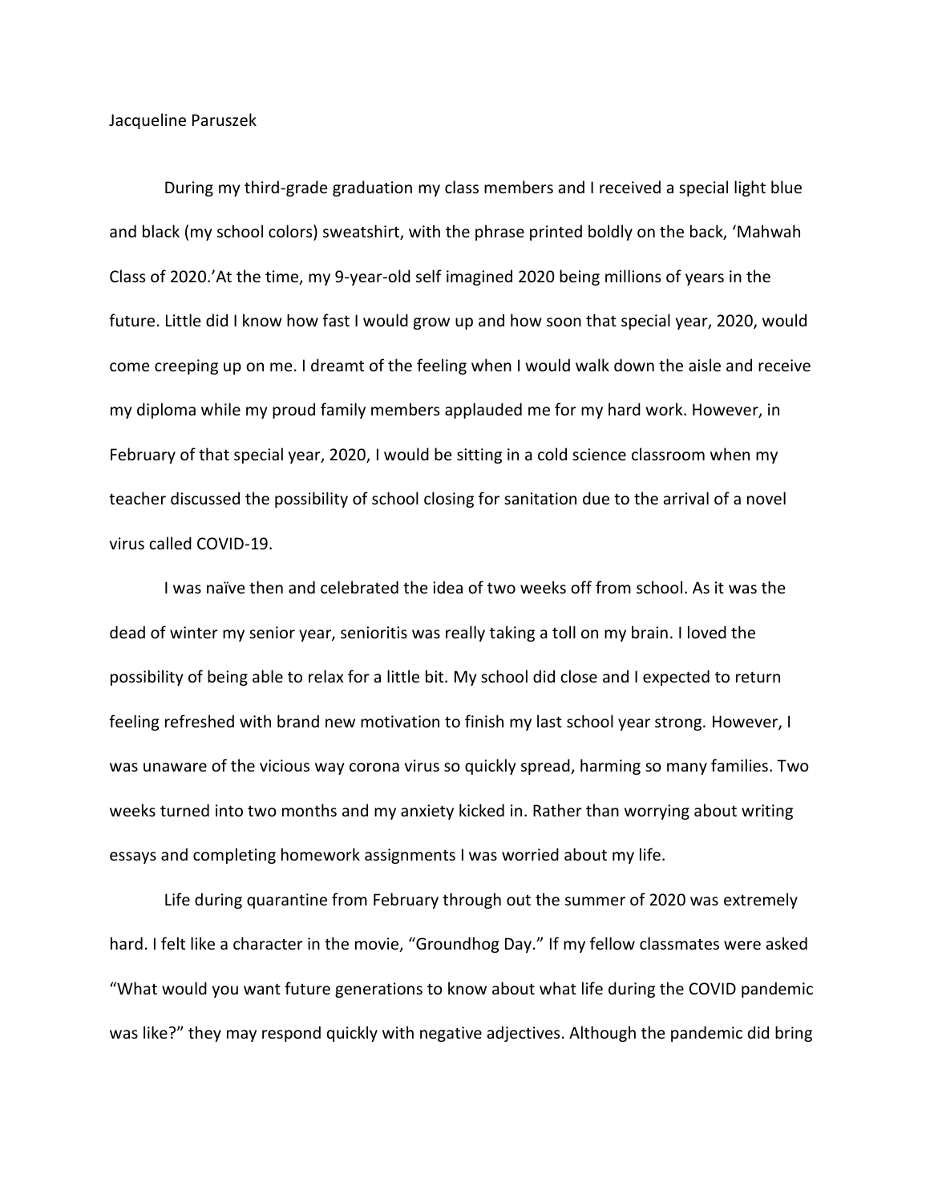Jacqueline Paruszek

During my third-grade graduation my class members and I received a special light blue and black (my school colors) sweatshirt, with the phrase printed boldly on the back, 'Mahwah Class of 2020.'At the time, my 9-year-old self imagined 2020 being millions of years in the future. Little did I know how fast I would grow up and how soon that special year, 2020, would come creeping up on me. I dreamt of the feeling when I would walk down the aisle and receive my diploma while my proud family members applauded me for my hard work. However, in February of that special year, 2020, I would be sitting in a cold science classroom when my teacher discussed the possibility of school closing for sanitation due to the arrival of a novel virus called COVID-19.

I was naïve then and celebrated the idea of two weeks off from school. As it was the dead of winter my senior year, senioritis was really taking a toll on my brain. I loved the possibility of being able to relax for a little bit. My school did close and I expected to return feeling refreshed with brand new motivation to finish my last school year strong. However, I was unaware of the vicious way corona virus so quickly spread, harming so many families. Two weeks turned into two months and my anxiety kicked in. Rather than worrying about writing essays and completing homework assignments I was worried about my life.

Life during quarantine from February through out the summer of 2020 was extremely hard. I felt like a character in the movie, "Groundhog Day." If my fellow classmates were asked "What would you want future generations to know about what life during the COVID pandemic was like?" they may respond quickly with negative adjectives. Although the pandemic did bring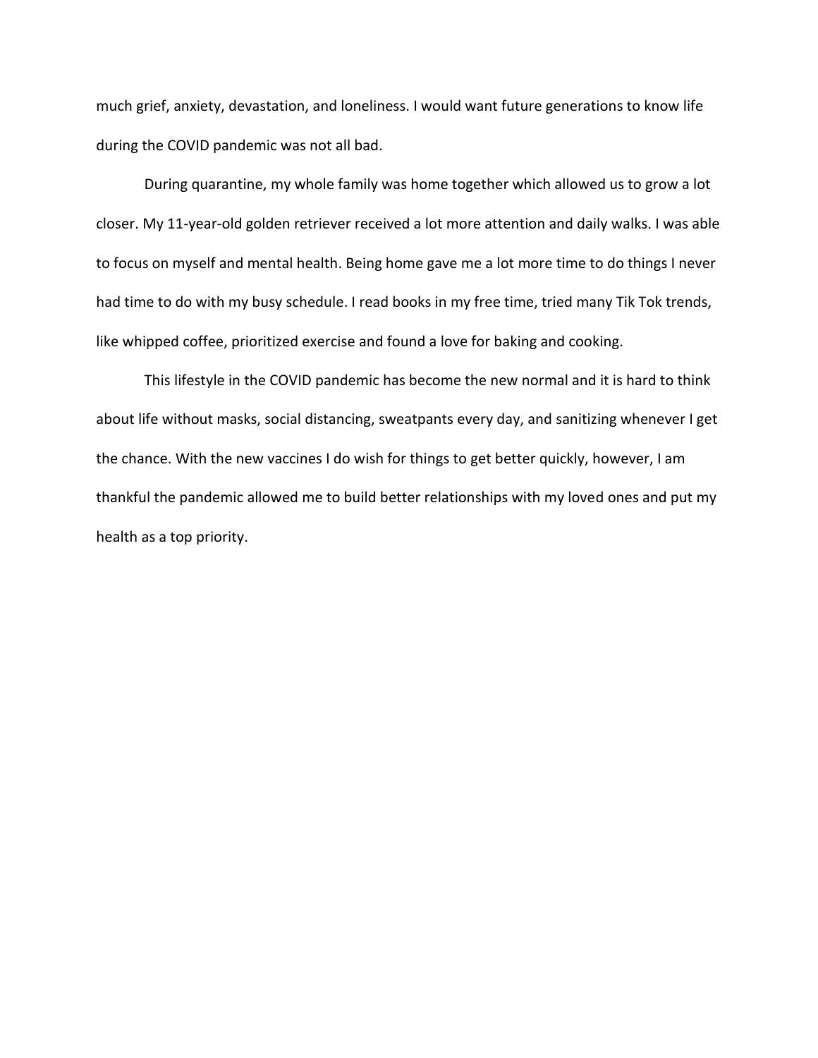much grief, anxiety, devastation, and loneliness. I would want future generations to know life during the COVID pandemic was not all bad.

During quarantine, my whole family was home together which allowed us to grow a lot closer. My 11-year-old golden retriever received a lot more attention and daily walks. I was able to focus on myself and mental health. Being home gave me a lot more time to do things I never had time to do with my busy schedule. I read books in my free time, tried many Tik Tok trends, like whipped coffee, prioritized exercise and found a love for baking and cooking.

This lifestyle in the COVID pandemic has become the new normal and it is hard to think about life without masks, social distancing, sweatpants every day, and sanitizing whenever I get the chance. With the new vaccines I do wish for things to get better quickly, however, I am thankful the pandemic allowed me to build better relationships with my loved ones and put my health as a top priority.